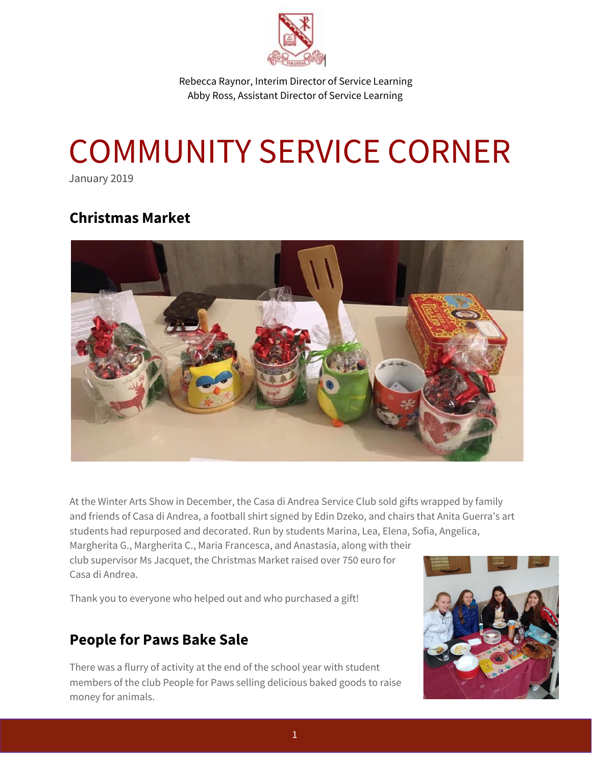Rebecca Raynor, Interim Director of Service Learning
Abby Ross, Assistant Director of Service Learning

# COMMUNITY SERVICE CORNER

January 2019

## Christmas Market

At the Winter Arts Show in December, the Casa di Andrea Service Club sold gifts wrapped by family and friends of Casa di Andrea, a football shirt signed by Edin Dzeko, and chairs that Anita Guerra's art students had repurposed and decorated. Run by students Marina, Lea, Elena, Sofia, Angelica, Margherita G., Margherita C., Maria Francesca, and Anastasia, along with their club supervisor Ms Jacquet, the Christmas Market raised over 750 euro for Casa di Andrea.

Thank you to everyone who helped out and who purchased a gift!

## People for Paws Bake Sale

There was a flurry of activity at the end of the school year with student members of the club People for Paws selling delicious baked goods to raise money for animals.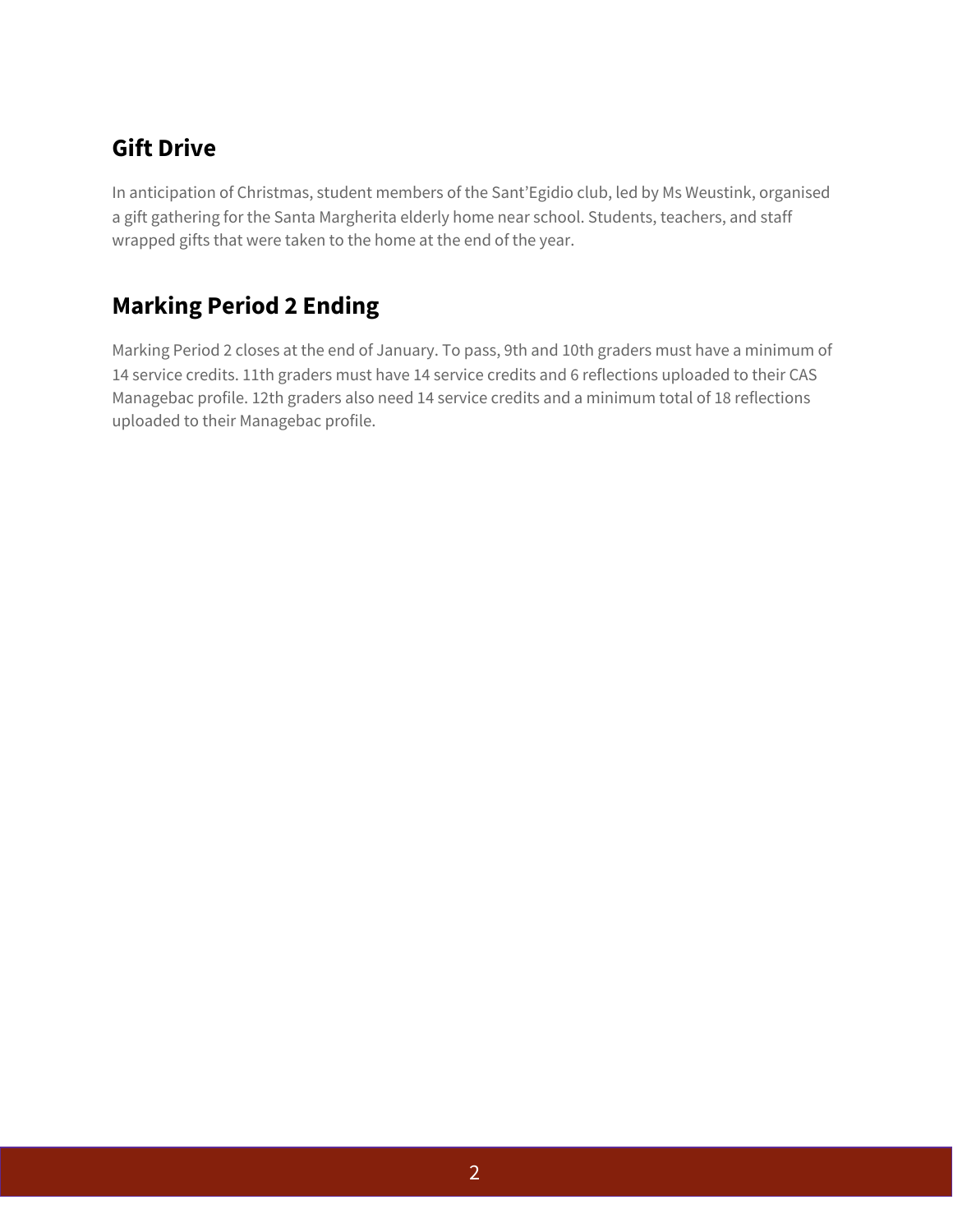## Gift Drive

In anticipation of Christmas, student members of the Sant'Egidio club, led by Ms Weustink, organised a gift gathering for the Santa Margherita elderly home near school. Students, teachers, and staff wrapped gifts that were taken to the home at the end of the year.

## Marking Period 2 Ending

Marking Period 2 closes at the end of January. To pass, 9th and 10th graders must have a minimum of 14 service credits. 11th graders must have 14 service credits and 6 reflections uploaded to their CAS Managebac profile. 12th graders also need 14 service credits and a minimum total of 18 reflections uploaded to their Managebac profile.